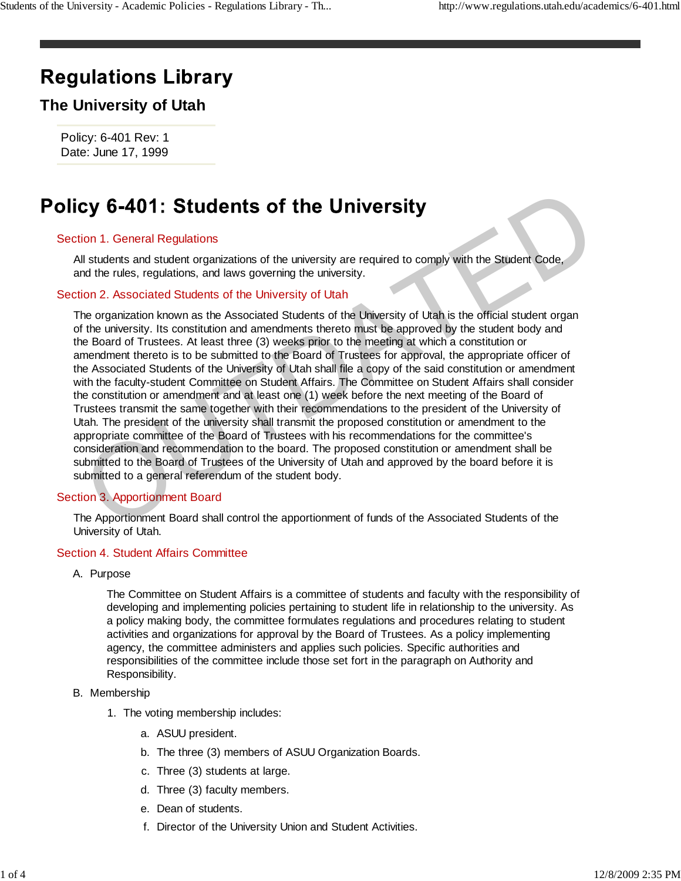# Regulations Library

## The University of Utah

Policy: 6-401 Rev: 1
Date: June 17, 1999

# Policy 6-401: Students of the University

### Section 1. General Regulations

All students and student organizations of the university are required to comply with the Student Code, and the rules, regulations, and laws governing the university.

### Section 2. Associated Students of the University of Utah

The organization known as the Associated Students of the University of Utah is the official student organ of the university. Its constitution and amendments thereto must be approved by the student body and the Board of Trustees. At least three (3) weeks prior to the meeting at which a constitution or amendment thereto is to be submitted to the Board of Trustees for approval, the appropriate officer of the Associated Students of the University of Utah shall file a copy of the said constitution or amendment with the faculty-student Committee on Student Affairs. The Committee on Student Affairs shall consider the constitution or amendment and at least one (1) week before the next meeting of the Board of Trustees transmit the same together with their recommendations to the president of the University of Utah. The president of the university shall transmit the proposed constitution or amendment to the appropriate committee of the Board of Trustees with his recommendations for the committee's consideration and recommendation to the board. The proposed constitution or amendment shall be submitted to the Board of Trustees of the University of Utah and approved by the board before it is submitted to a general referendum of the student body.

### Section 3. Apportionment Board

The Apportionment Board shall control the apportionment of funds of the Associated Students of the University of Utah.

### Section 4. Student Affairs Committee

A. Purpose

The Committee on Student Affairs is a committee of students and faculty with the responsibility of developing and implementing policies pertaining to student life in relationship to the university. As a policy making body, the committee formulates regulations and procedures relating to student activities and organizations for approval by the Board of Trustees. As a policy implementing agency, the committee administers and applies such policies. Specific authorities and responsibilities of the committee include those set fort in the paragraph on Authority and Responsibility.

B. Membership

1. The voting membership includes:

   a. ASUU president.

   b. The three (3) members of ASUU Organization Boards.

   c. Three (3) students at large.

   d. Three (3) faculty members.

   e. Dean of students.

   f. Director of the University Union and Student Activities.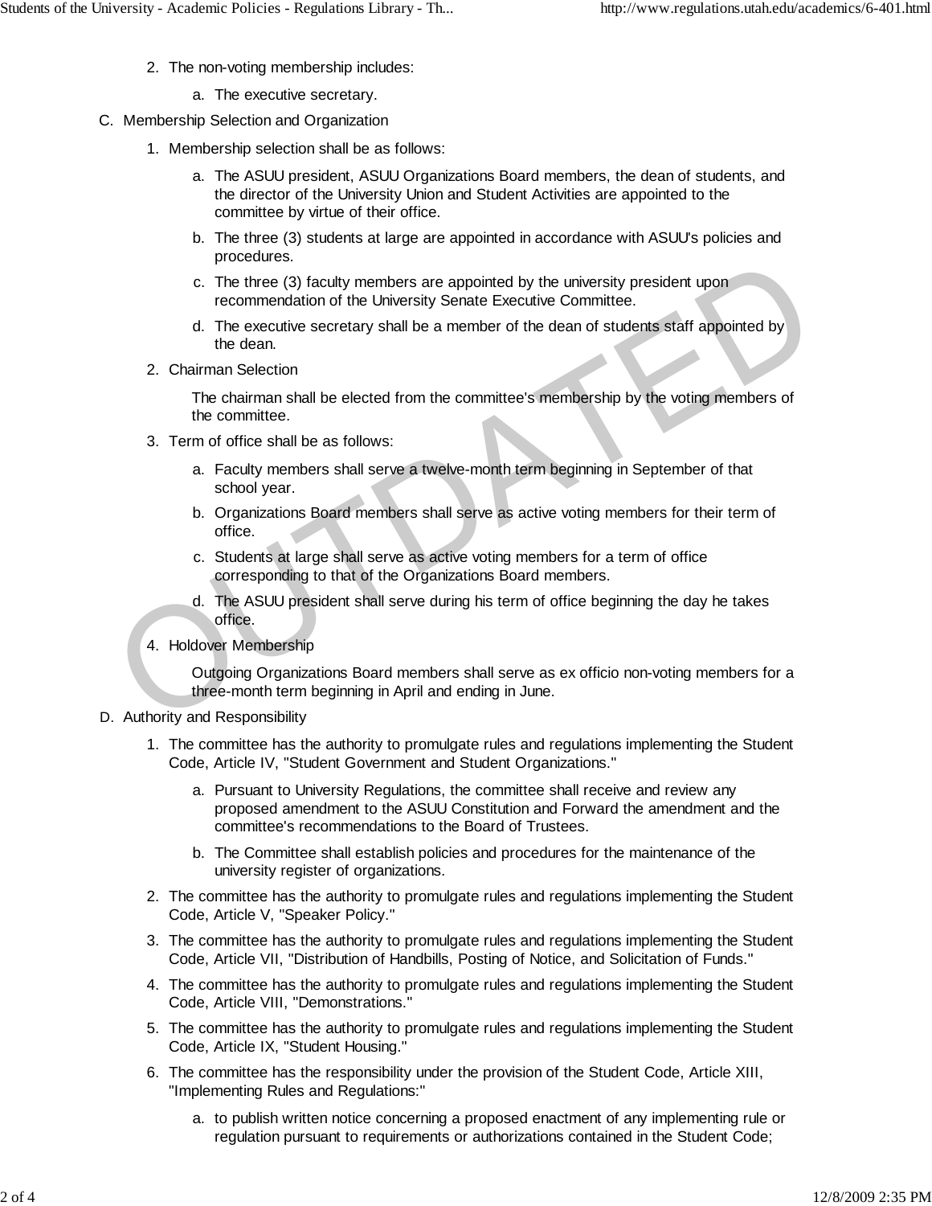2. The non-voting membership includes:
    a. The executive secretary.

C. Membership Selection and Organization

1. Membership selection shall be as follows:
    a. The ASUU president, ASUU Organizations Board members, the dean of students, and the director of the University Union and Student Activities are appointed to the committee by virtue of their office.
    b. The three (3) students at large are appointed in accordance with ASUU's policies and procedures.
    c. The three (3) faculty members are appointed by the university president upon recommendation of the University Senate Executive Committee.
    d. The executive secretary shall be a member of the dean of students staff appointed by the dean.
2. Chairman Selection

    The chairman shall be elected from the committee's membership by the voting members of the committee.
3. Term of office shall be as follows:
    a. Faculty members shall serve a twelve-month term beginning in September of that school year.
    b. Organizations Board members shall serve as active voting members for their term of office.
    c. Students at large shall serve as active voting members for a term of office corresponding to that of the Organizations Board members.
    d. The ASUU president shall serve during his term of office beginning the day he takes office.
4. Holdover Membership

    Outgoing Organizations Board members shall serve as ex officio non-voting members for a three-month term beginning in April and ending in June.

D. Authority and Responsibility

1. The committee has the authority to promulgate rules and regulations implementing the Student Code, Article IV, "Student Government and Student Organizations."
    a. Pursuant to University Regulations, the committee shall receive and review any proposed amendment to the ASUU Constitution and Forward the amendment and the committee's recommendations to the Board of Trustees.
    b. The Committee shall establish policies and procedures for the maintenance of the university register of organizations.
2. The committee has the authority to promulgate rules and regulations implementing the Student Code, Article V, "Speaker Policy."
3. The committee has the authority to promulgate rules and regulations implementing the Student Code, Article VII, "Distribution of Handbills, Posting of Notice, and Solicitation of Funds."
4. The committee has the authority to promulgate rules and regulations implementing the Student Code, Article VIII, "Demonstrations."
5. The committee has the authority to promulgate rules and regulations implementing the Student Code, Article IX, "Student Housing."
6. The committee has the responsibility under the provision of the Student Code, Article XIII, "Implementing Rules and Regulations:"
    a. to publish written notice concerning a proposed enactment of any implementing rule or regulation pursuant to requirements or authorizations contained in the Student Code;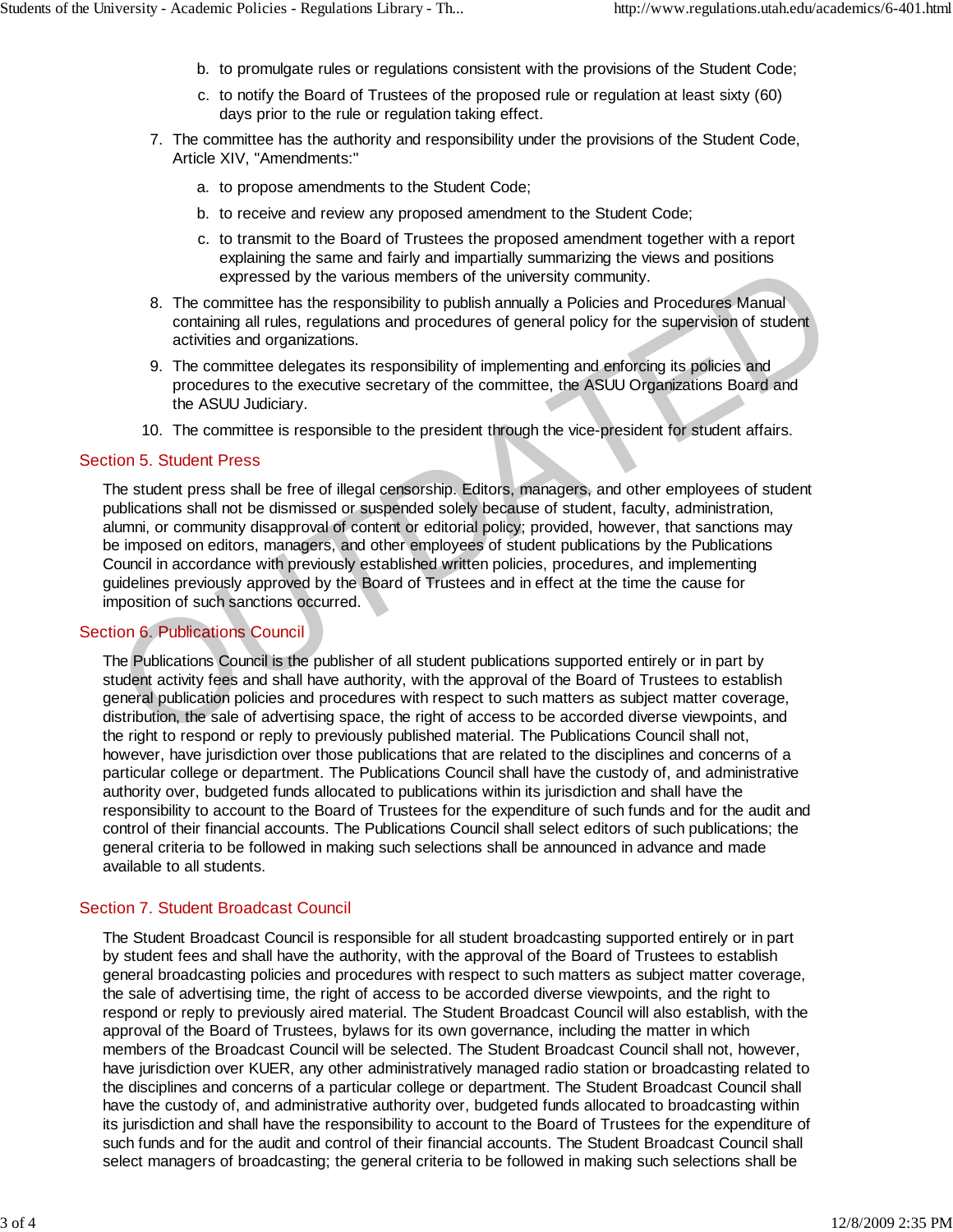b. to promulgate rules or regulations consistent with the provisions of the Student Code;
   c. to notify the Board of Trustees of the proposed rule or regulation at least sixty (60) days prior to the rule or regulation taking effect.
7. The committee has the authority and responsibility under the provisions of the Student Code, Article XIV, "Amendments:"
   a. to propose amendments to the Student Code;
   b. to receive and review any proposed amendment to the Student Code;
   c. to transmit to the Board of Trustees the proposed amendment together with a report explaining the same and fairly and impartially summarizing the views and positions expressed by the various members of the university community.
8. The committee has the responsibility to publish annually a Policies and Procedures Manual containing all rules, regulations and procedures of general policy for the supervision of student activities and organizations.
9. The committee delegates its responsibility of implementing and enforcing its policies and procedures to the executive secretary of the committee, the ASUU Organizations Board and the ASUU Judiciary.
10. The committee is responsible to the president through the vice-president for student affairs.

## Section 5. Student Press

The student press shall be free of illegal censorship. Editors, managers, and other employees of student publications shall not be dismissed or suspended solely because of student, faculty, administration, alumni, or community disapproval of content or editorial policy; provided, however, that sanctions may be imposed on editors, managers, and other employees of student publications by the Publications Council in accordance with previously established written policies, procedures, and implementing guidelines previously approved by the Board of Trustees and in effect at the time the cause for imposition of such sanctions occurred.

## Section 6. Publications Council

The Publications Council is the publisher of all student publications supported entirely or in part by student activity fees and shall have authority, with the approval of the Board of Trustees to establish general publication policies and procedures with respect to such matters as subject matter coverage, distribution, the sale of advertising space, the right of access to be accorded diverse viewpoints, and the right to respond or reply to previously published material. The Publications Council shall not, however, have jurisdiction over those publications that are related to the disciplines and concerns of a particular college or department. The Publications Council shall have the custody of, and administrative authority over, budgeted funds allocated to publications within its jurisdiction and shall have the responsibility to account to the Board of Trustees for the expenditure of such funds and for the audit and control of their financial accounts. The Publications Council shall select editors of such publications; the general criteria to be followed in making such selections shall be announced in advance and made available to all students.

## Section 7. Student Broadcast Council

The Student Broadcast Council is responsible for all student broadcasting supported entirely or in part by student fees and shall have the authority, with the approval of the Board of Trustees to establish general broadcasting policies and procedures with respect to such matters as subject matter coverage, the sale of advertising time, the right of access to be accorded diverse viewpoints, and the right to respond or reply to previously aired material. The Student Broadcast Council will also establish, with the approval of the Board of Trustees, bylaws for its own governance, including the matter in which members of the Broadcast Council will be selected. The Student Broadcast Council shall not, however, have jurisdiction over KUER, any other administratively managed radio station or broadcasting related to the disciplines and concerns of a particular college or department. The Student Broadcast Council shall have the custody of, and administrative authority over, budgeted funds allocated to broadcasting within its jurisdiction and shall have the responsibility to account to the Board of Trustees for the expenditure of such funds and for the audit and control of their financial accounts. The Student Broadcast Council shall select managers of broadcasting; the general criteria to be followed in making such selections shall be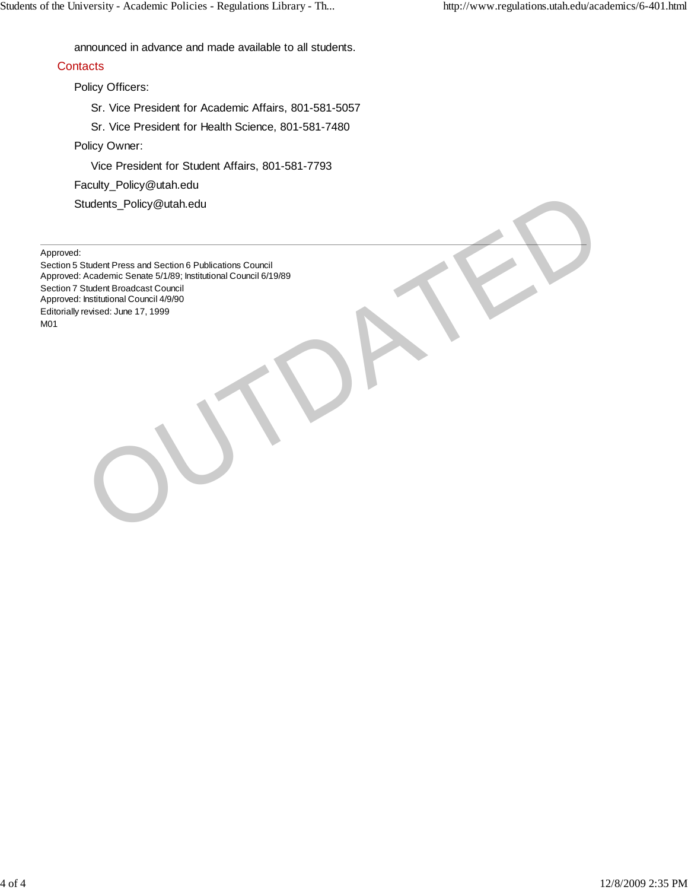announced in advance and made available to all students.

## Contacts

Policy Officers:

Sr. Vice President for Academic Affairs, 801-581-5057

Sr. Vice President for Health Science, 801-581-7480

Policy Owner:

Vice President for Student Affairs, 801-581-7793

Faculty_Policy@utah.edu

Students_Policy@utah.edu

---

Approved:

Section 5 Student Press and Section 6 Publications Council
Approved: Academic Senate 5/1/89; Institutional Council 6/19/89

Section 7 Student Broadcast Council
Approved: Institutional Council 4/9/90

Editorially revised: June 17, 1999

M01

OUTDATED